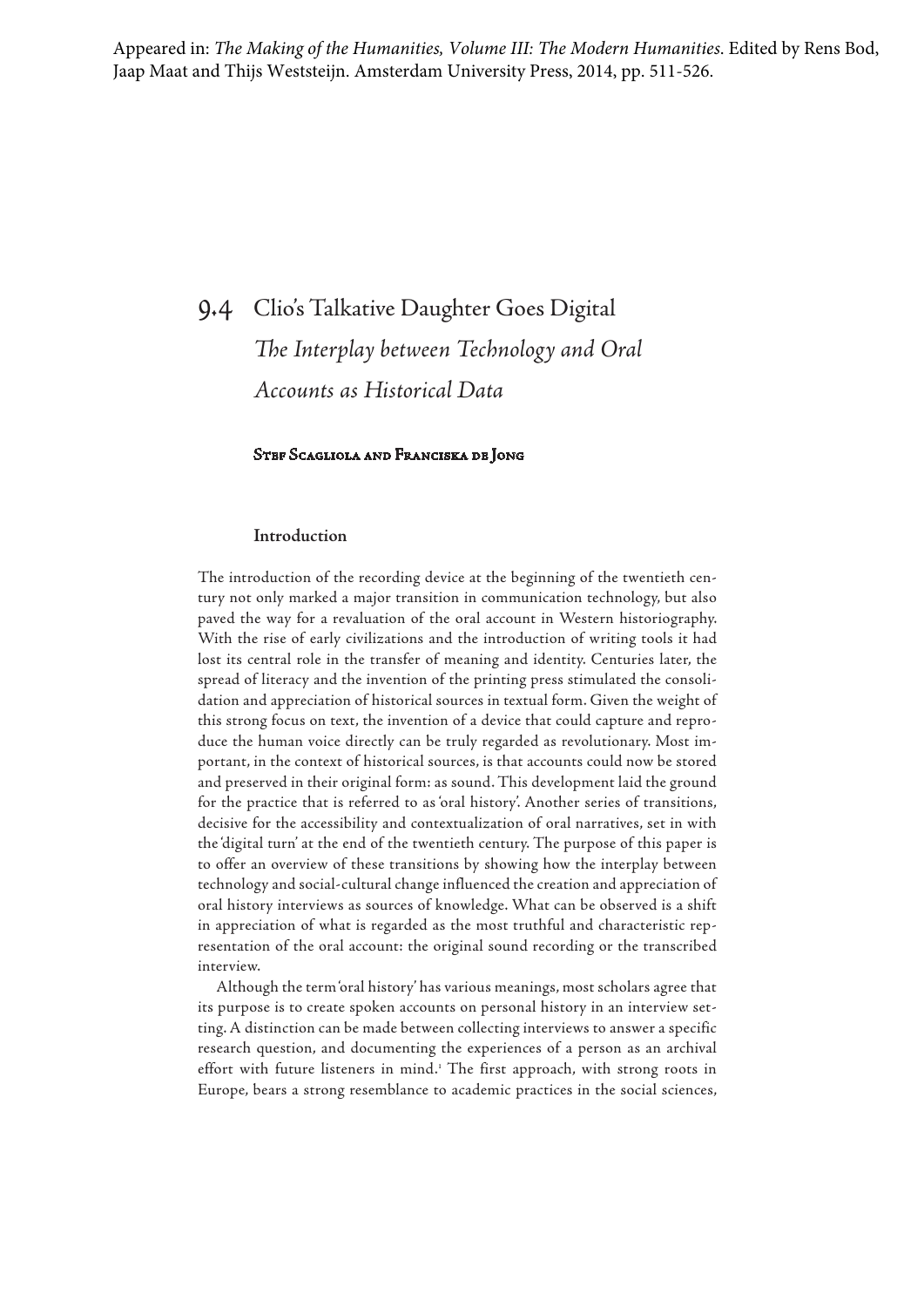Appeared in: *The Making of the Humanities, Volume III: The Modern Humanities*. Edited by Rens Bod, Jaap Maat and Thijs Weststeijn. Amsterdam University Press, 2014, pp. 511-526.

# 9.4 Clio's Talkative Daughter Goes Digital

## *The Interplay between Technology and Oral Accounts as Historical Data*

Stef Scagliola and Franciska de Jong

### Introduction

The introduction of the recording device at the beginning of the twentieth century not only marked a major transition in communication technology, but also paved the way for a revaluation of the oral account in Western historiography. With the rise of early civilizations and the introduction of writing tools it had lost its central role in the transfer of meaning and identity. Centuries later, the spread of literacy and the invention of the printing press stimulated the consolidation and appreciation of historical sources in textual form. Given the weight of this strong focus on text, the invention of a device that could capture and reproduce the human voice directly can be truly regarded as revolutionary. Most important, in the context of historical sources, is that accounts could now be stored and preserved in their original form: as sound. This development laid the ground for the practice that is referred to as 'oral history'. Another series of transitions, decisive for the accessibility and contextualization of oral narratives, set in with the 'digital turn' at the end of the twentieth century. The purpose of this paper is to offer an overview of these transitions by showing how the interplay between technology and social-cultural change influenced the creation and appreciation of oral history interviews as sources of knowledge. What can be observed is a shift in appreciation of what is regarded as the most truthful and characteristic representation of the oral account: the original sound recording or the transcribed interview.

Although the term 'oral history' has various meanings, most scholars agree that its purpose is to create spoken accounts on personal history in an interview setting. A distinction can be made between collecting interviews to answer a specific research question, and documenting the experiences of a person as an archival effort with future listeners in mind.[1] The first approach, with strong roots in Europe, bears a strong resemblance to academic practices in the social sciences,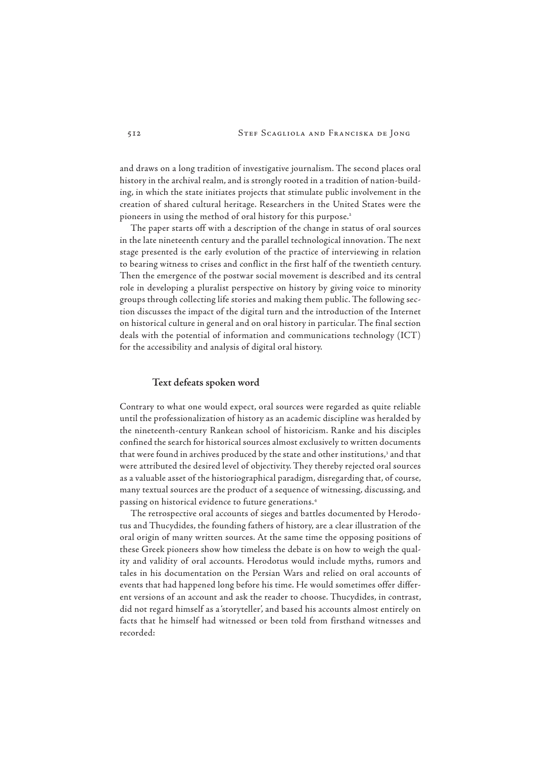and draws on a long tradition of investigative journalism. The second places oral history in the archival realm, and is strongly rooted in a tradition of nation-building, in which the state initiates projects that stimulate public involvement in the creation of shared cultural heritage. Researchers in the United States were the pioneers in using the method of oral history for this purpose.[2]

The paper starts off with a description of the change in status of oral sources in the late nineteenth century and the parallel technological innovation. The next stage presented is the early evolution of the practice of interviewing in relation to bearing witness to crises and conflict in the first half of the twentieth century. Then the emergence of the postwar social movement is described and its central role in developing a pluralist perspective on history by giving voice to minority groups through collecting life stories and making them public. The following section discusses the impact of the digital turn and the introduction of the Internet on historical culture in general and on oral history in particular. The final section deals with the potential of information and communications technology (ICT) for the accessibility and analysis of digital oral history.

## Text defeats spoken word

Contrary to what one would expect, oral sources were regarded as quite reliable until the professionalization of history as an academic discipline was heralded by the nineteenth-century Rankean school of historicism. Ranke and his disciples confined the search for historical sources almost exclusively to written documents that were found in archives produced by the state and other institutions,[3] and that were attributed the desired level of objectivity. They thereby rejected oral sources as a valuable asset of the historiographical paradigm, disregarding that, of course, many textual sources are the product of a sequence of witnessing, discussing, and passing on historical evidence to future generations.[4]

The retrospective oral accounts of sieges and battles documented by Herodotus and Thucydides, the founding fathers of history, are a clear illustration of the oral origin of many written sources. At the same time the opposing positions of these Greek pioneers show how timeless the debate is on how to weigh the quality and validity of oral accounts. Herodotus would include myths, rumors and tales in his documentation on the Persian Wars and relied on oral accounts of events that had happened long before his time. He would sometimes offer different versions of an account and ask the reader to choose. Thucydides, in contrast, did not regard himself as a 'storyteller', and based his accounts almost entirely on facts that he himself had witnessed or been told from firsthand witnesses and recorded: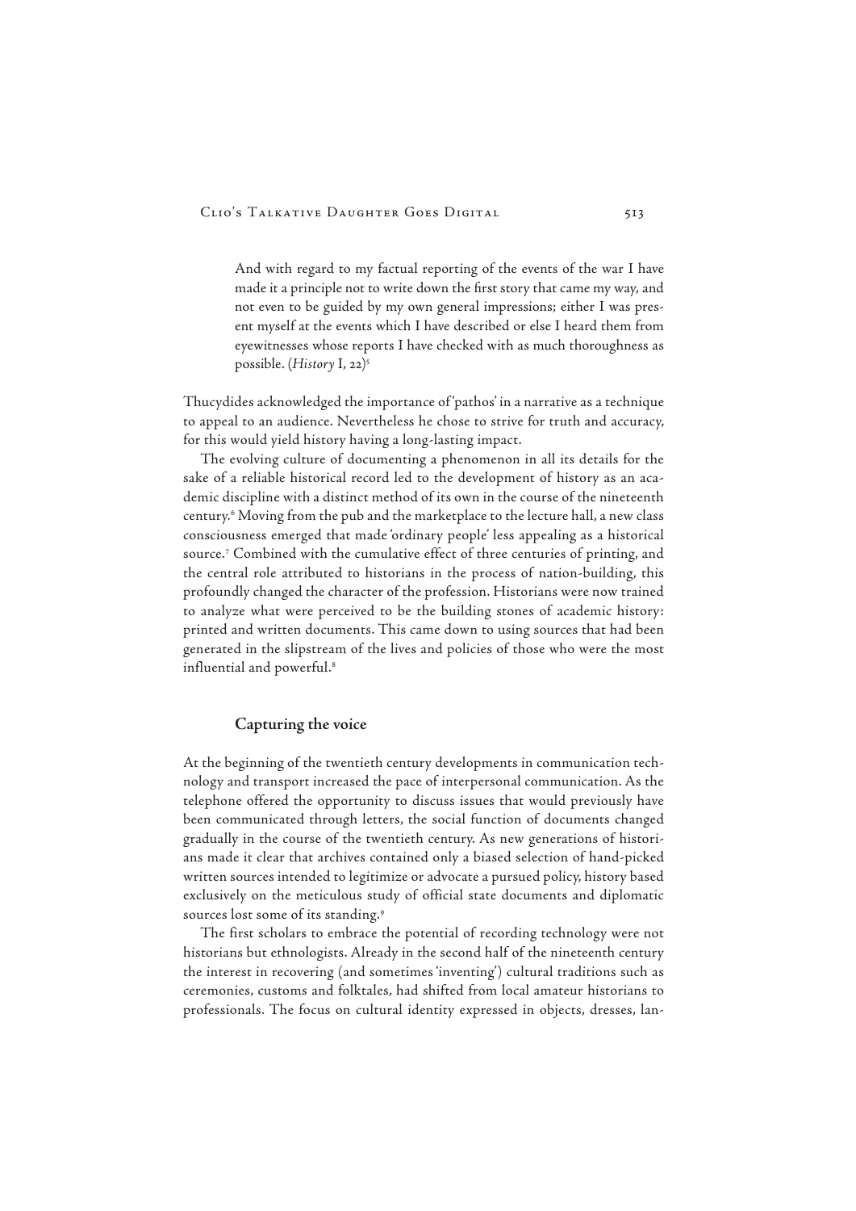> And with regard to my factual reporting of the events of the war I have made it a principle not to write down the first story that came my way, and not even to be guided by my own general impressions; either I was present myself at the events which I have described or else I heard them from eyewitnesses whose reports I have checked with as much thoroughness as possible. (*History* I, 22)[5]

Thucydides acknowledged the importance of 'pathos' in a narrative as a technique to appeal to an audience. Nevertheless he chose to strive for truth and accuracy, for this would yield history having a long-lasting impact.

The evolving culture of documenting a phenomenon in all its details for the sake of a reliable historical record led to the development of history as an academic discipline with a distinct method of its own in the course of the nineteenth century.[6] Moving from the pub and the marketplace to the lecture hall, a new class consciousness emerged that made 'ordinary people' less appealing as a historical source.[7] Combined with the cumulative effect of three centuries of printing, and the central role attributed to historians in the process of nation-building, this profoundly changed the character of the profession. Historians were now trained to analyze what were perceived to be the building stones of academic history: printed and written documents. This came down to using sources that had been generated in the slipstream of the lives and policies of those who were the most influential and powerful.[8]

## Capturing the voice

At the beginning of the twentieth century developments in communication technology and transport increased the pace of interpersonal communication. As the telephone offered the opportunity to discuss issues that would previously have been communicated through letters, the social function of documents changed gradually in the course of the twentieth century. As new generations of historians made it clear that archives contained only a biased selection of hand-picked written sources intended to legitimize or advocate a pursued policy, history based exclusively on the meticulous study of official state documents and diplomatic sources lost some of its standing.[9]

The first scholars to embrace the potential of recording technology were not historians but ethnologists. Already in the second half of the nineteenth century the interest in recovering (and sometimes 'inventing') cultural traditions such as ceremonies, customs and folktales, had shifted from local amateur historians to professionals. The focus on cultural identity expressed in objects, dresses, lan-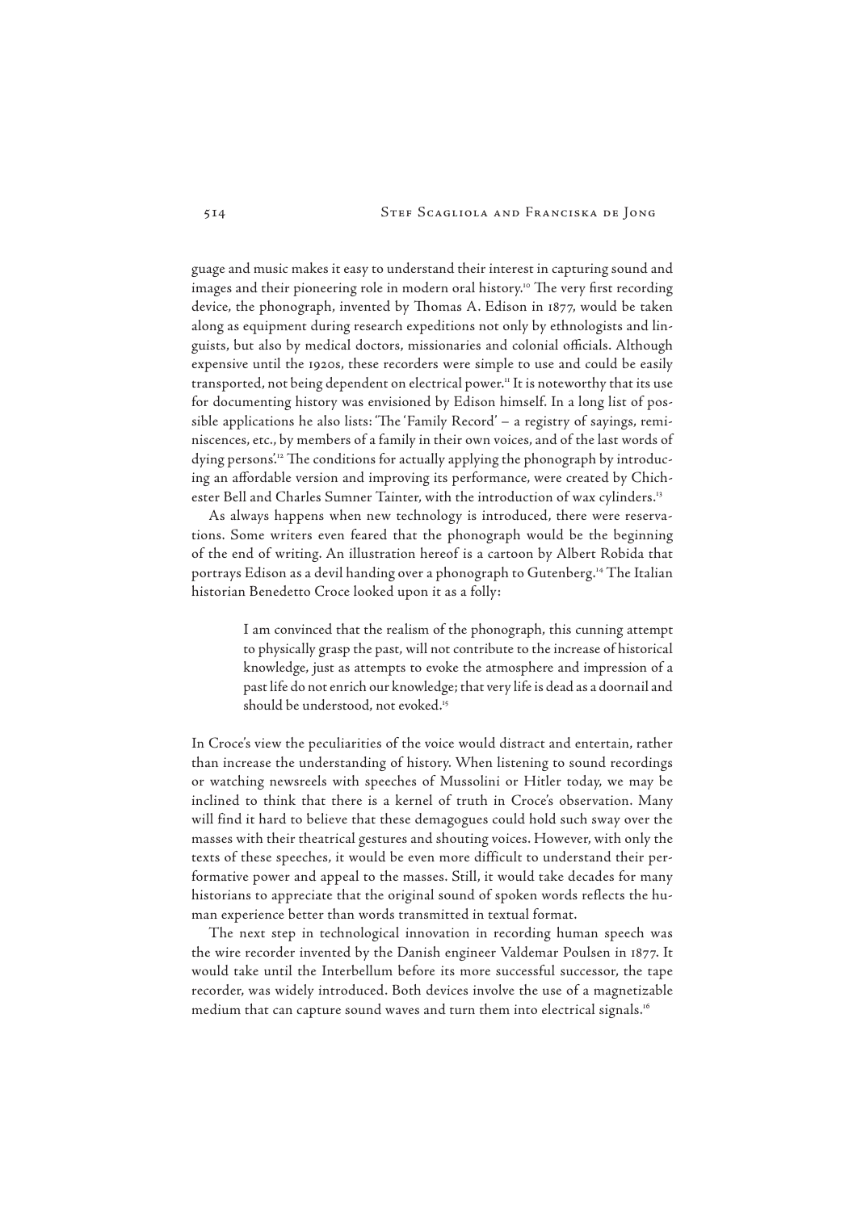guage and music makes it easy to understand their interest in capturing sound and images and their pioneering role in modern oral history.[10] The very first recording device, the phonograph, invented by Thomas A. Edison in 1877, would be taken along as equipment during research expeditions not only by ethnologists and linguists, but also by medical doctors, missionaries and colonial officials. Although expensive until the 1920s, these recorders were simple to use and could be easily transported, not being dependent on electrical power.[11] It is noteworthy that its use for documenting history was envisioned by Edison himself. In a long list of possible applications he also lists: 'The 'Family Record' – a registry of sayings, reminiscences, etc., by members of a family in their own voices, and of the last words of dying persons'.[12] The conditions for actually applying the phonograph by introducing an affordable version and improving its performance, were created by Chichester Bell and Charles Sumner Tainter, with the introduction of wax cylinders.[13]

As always happens when new technology is introduced, there were reservations. Some writers even feared that the phonograph would be the beginning of the end of writing. An illustration hereof is a cartoon by Albert Robida that portrays Edison as a devil handing over a phonograph to Gutenberg.[14] The Italian historian Benedetto Croce looked upon it as a folly:

> I am convinced that the realism of the phonograph, this cunning attempt to physically grasp the past, will not contribute to the increase of historical knowledge, just as attempts to evoke the atmosphere and impression of a past life do not enrich our knowledge; that very life is dead as a doornail and should be understood, not evoked.[15]

In Croce's view the peculiarities of the voice would distract and entertain, rather than increase the understanding of history. When listening to sound recordings or watching newsreels with speeches of Mussolini or Hitler today, we may be inclined to think that there is a kernel of truth in Croce's observation. Many will find it hard to believe that these demagogues could hold such sway over the masses with their theatrical gestures and shouting voices. However, with only the texts of these speeches, it would be even more difficult to understand their performative power and appeal to the masses. Still, it would take decades for many historians to appreciate that the original sound of spoken words reflects the human experience better than words transmitted in textual format.

The next step in technological innovation in recording human speech was the wire recorder invented by the Danish engineer Valdemar Poulsen in 1877. It would take until the Interbellum before its more successful successor, the tape recorder, was widely introduced. Both devices involve the use of a magnetizable medium that can capture sound waves and turn them into electrical signals.[16]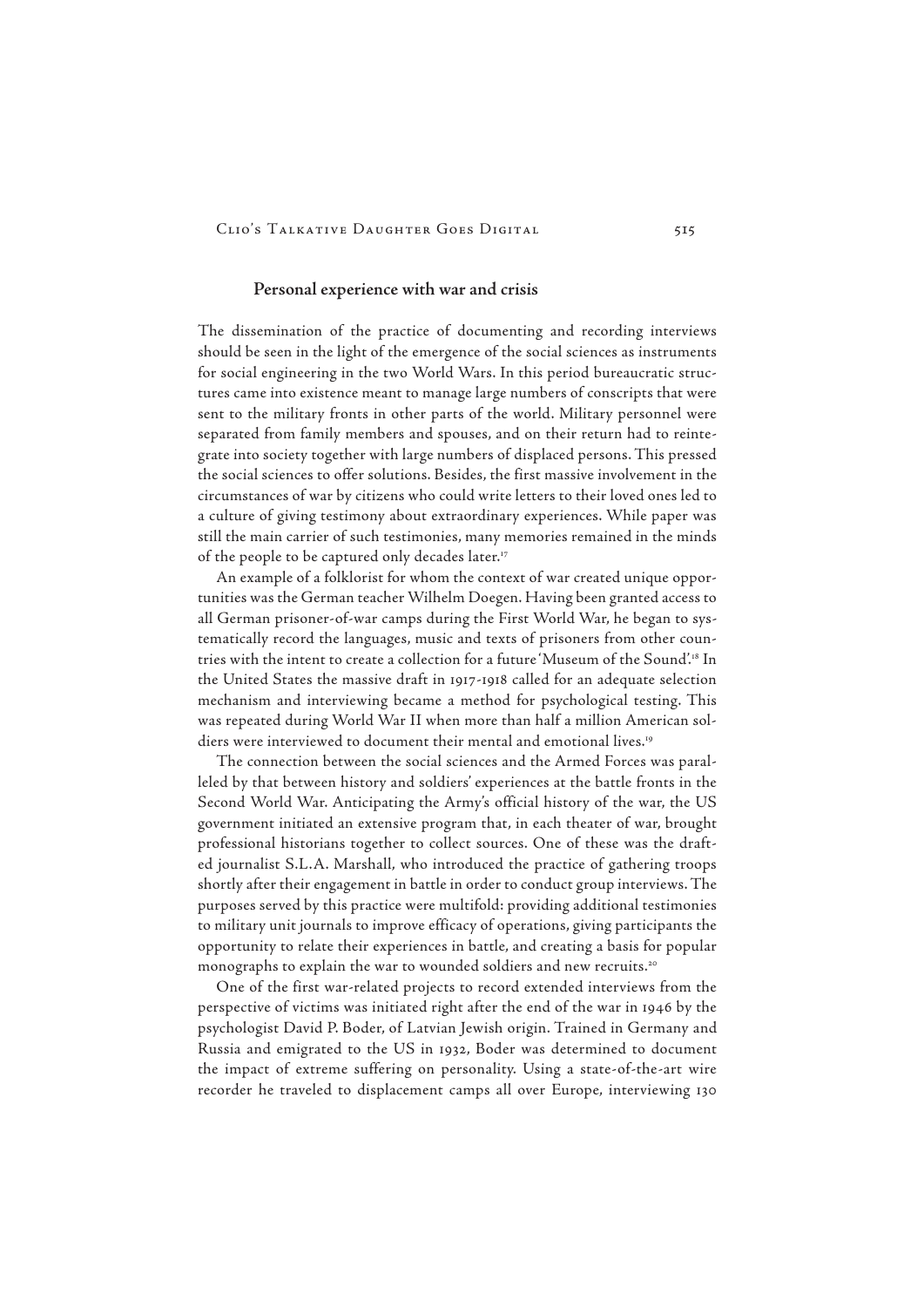## Personal experience with war and crisis

The dissemination of the practice of documenting and recording interviews should be seen in the light of the emergence of the social sciences as instruments for social engineering in the two World Wars. In this period bureaucratic structures came into existence meant to manage large numbers of conscripts that were sent to the military fronts in other parts of the world. Military personnel were separated from family members and spouses, and on their return had to reintegrate into society together with large numbers of displaced persons. This pressed the social sciences to offer solutions. Besides, the first massive involvement in the circumstances of war by citizens who could write letters to their loved ones led to a culture of giving testimony about extraordinary experiences. While paper was still the main carrier of such testimonies, many memories remained in the minds of the people to be captured only decades later.[17]

An example of a folklorist for whom the context of war created unique opportunities was the German teacher Wilhelm Doegen. Having been granted access to all German prisoner-of-war camps during the First World War, he began to systematically record the languages, music and texts of prisoners from other countries with the intent to create a collection for a future 'Museum of the Sound'.[18] In the United States the massive draft in 1917-1918 called for an adequate selection mechanism and interviewing became a method for psychological testing. This was repeated during World War II when more than half a million American soldiers were interviewed to document their mental and emotional lives.[19]

The connection between the social sciences and the Armed Forces was paralleled by that between history and soldiers' experiences at the battle fronts in the Second World War. Anticipating the Army's official history of the war, the US government initiated an extensive program that, in each theater of war, brought professional historians together to collect sources. One of these was the drafted journalist S.L.A. Marshall, who introduced the practice of gathering troops shortly after their engagement in battle in order to conduct group interviews. The purposes served by this practice were multifold: providing additional testimonies to military unit journals to improve efficacy of operations, giving participants the opportunity to relate their experiences in battle, and creating a basis for popular monographs to explain the war to wounded soldiers and new recruits.[20]

One of the first war-related projects to record extended interviews from the perspective of victims was initiated right after the end of the war in 1946 by the psychologist David P. Boder, of Latvian Jewish origin. Trained in Germany and Russia and emigrated to the US in 1932, Boder was determined to document the impact of extreme suffering on personality. Using a state-of-the-art wire recorder he traveled to displacement camps all over Europe, interviewing 130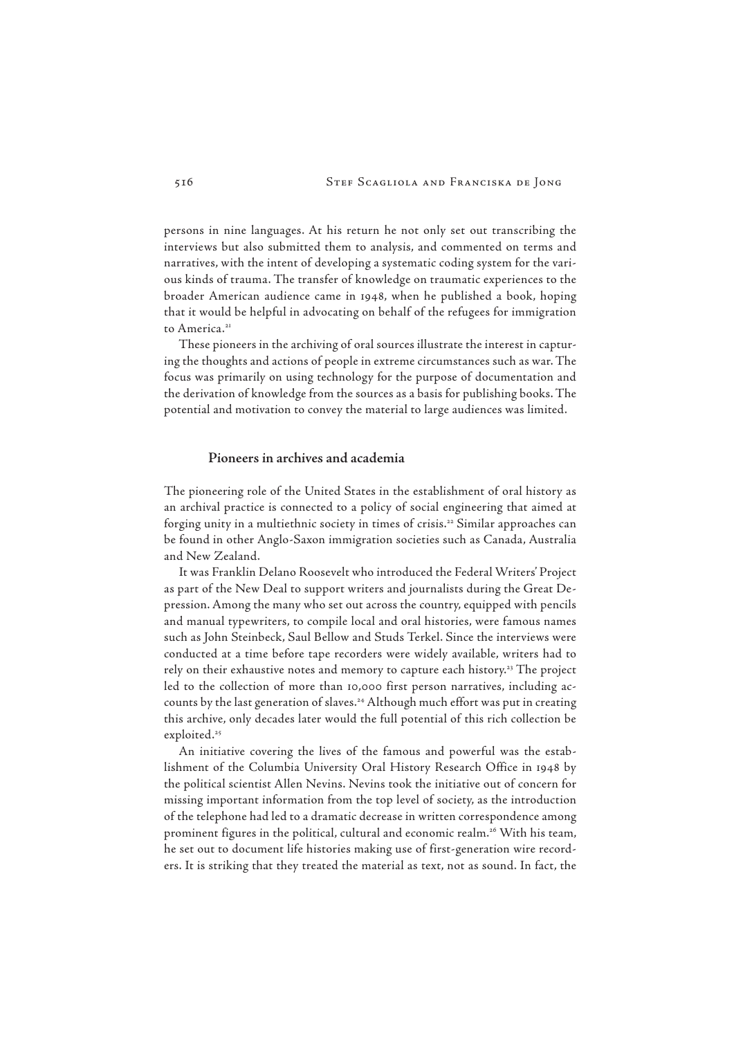persons in nine languages. At his return he not only set out transcribing the interviews but also submitted them to analysis, and commented on terms and narratives, with the intent of developing a systematic coding system for the various kinds of trauma. The transfer of knowledge on traumatic experiences to the broader American audience came in 1948, when he published a book, hoping that it would be helpful in advocating on behalf of the refugees for immigration to America.[21]

These pioneers in the archiving of oral sources illustrate the interest in capturing the thoughts and actions of people in extreme circumstances such as war. The focus was primarily on using technology for the purpose of documentation and the derivation of knowledge from the sources as a basis for publishing books. The potential and motivation to convey the material to large audiences was limited.

## Pioneers in archives and academia

The pioneering role of the United States in the establishment of oral history as an archival practice is connected to a policy of social engineering that aimed at forging unity in a multiethnic society in times of crisis.[22] Similar approaches can be found in other Anglo-Saxon immigration societies such as Canada, Australia and New Zealand.

It was Franklin Delano Roosevelt who introduced the Federal Writers' Project as part of the New Deal to support writers and journalists during the Great Depression. Among the many who set out across the country, equipped with pencils and manual typewriters, to compile local and oral histories, were famous names such as John Steinbeck, Saul Bellow and Studs Terkel. Since the interviews were conducted at a time before tape recorders were widely available, writers had to rely on their exhaustive notes and memory to capture each history.[23] The project led to the collection of more than 10,000 first person narratives, including accounts by the last generation of slaves.[24] Although much effort was put in creating this archive, only decades later would the full potential of this rich collection be exploited.[25]

An initiative covering the lives of the famous and powerful was the establishment of the Columbia University Oral History Research Office in 1948 by the political scientist Allen Nevins. Nevins took the initiative out of concern for missing important information from the top level of society, as the introduction of the telephone had led to a dramatic decrease in written correspondence among prominent figures in the political, cultural and economic realm.[26] With his team, he set out to document life histories making use of first-generation wire recorders. It is striking that they treated the material as text, not as sound. In fact, the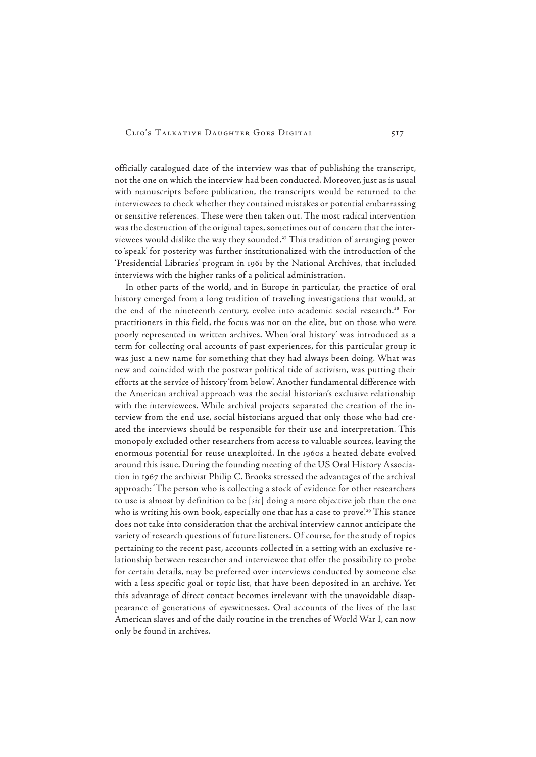officially catalogued date of the interview was that of publishing the transcript, not the one on which the interview had been conducted. Moreover, just as is usual with manuscripts before publication, the transcripts would be returned to the interviewees to check whether they contained mistakes or potential embarrassing or sensitive references. These were then taken out. The most radical intervention was the destruction of the original tapes, sometimes out of concern that the interviewees would dislike the way they sounded.[27] This tradition of arranging power to 'speak' for posterity was further institutionalized with the introduction of the 'Presidential Libraries' program in 1961 by the National Archives, that included interviews with the higher ranks of a political administration.

In other parts of the world, and in Europe in particular, the practice of oral history emerged from a long tradition of traveling investigations that would, at the end of the nineteenth century, evolve into academic social research.[28] For practitioners in this field, the focus was not on the elite, but on those who were poorly represented in written archives. When 'oral history' was introduced as a term for collecting oral accounts of past experiences, for this particular group it was just a new name for something that they had always been doing. What was new and coincided with the postwar political tide of activism, was putting their efforts at the service of history 'from below'. Another fundamental difference with the American archival approach was the social historian's exclusive relationship with the interviewees. While archival projects separated the creation of the interview from the end use, social historians argued that only those who had created the interviews should be responsible for their use and interpretation. This monopoly excluded other researchers from access to valuable sources, leaving the enormous potential for reuse unexploited. In the 1960s a heated debate evolved around this issue. During the founding meeting of the US Oral History Association in 1967 the archivist Philip C. Brooks stressed the advantages of the archival approach: 'The person who is collecting a stock of evidence for other researchers to use is almost by definition to be [*sic*] doing a more objective job than the one who is writing his own book, especially one that has a case to prove'.[29] This stance does not take into consideration that the archival interview cannot anticipate the variety of research questions of future listeners. Of course, for the study of topics pertaining to the recent past, accounts collected in a setting with an exclusive relationship between researcher and interviewee that offer the possibility to probe for certain details, may be preferred over interviews conducted by someone else with a less specific goal or topic list, that have been deposited in an archive. Yet this advantage of direct contact becomes irrelevant with the unavoidable disappearance of generations of eyewitnesses. Oral accounts of the lives of the last American slaves and of the daily routine in the trenches of World War I, can now only be found in archives.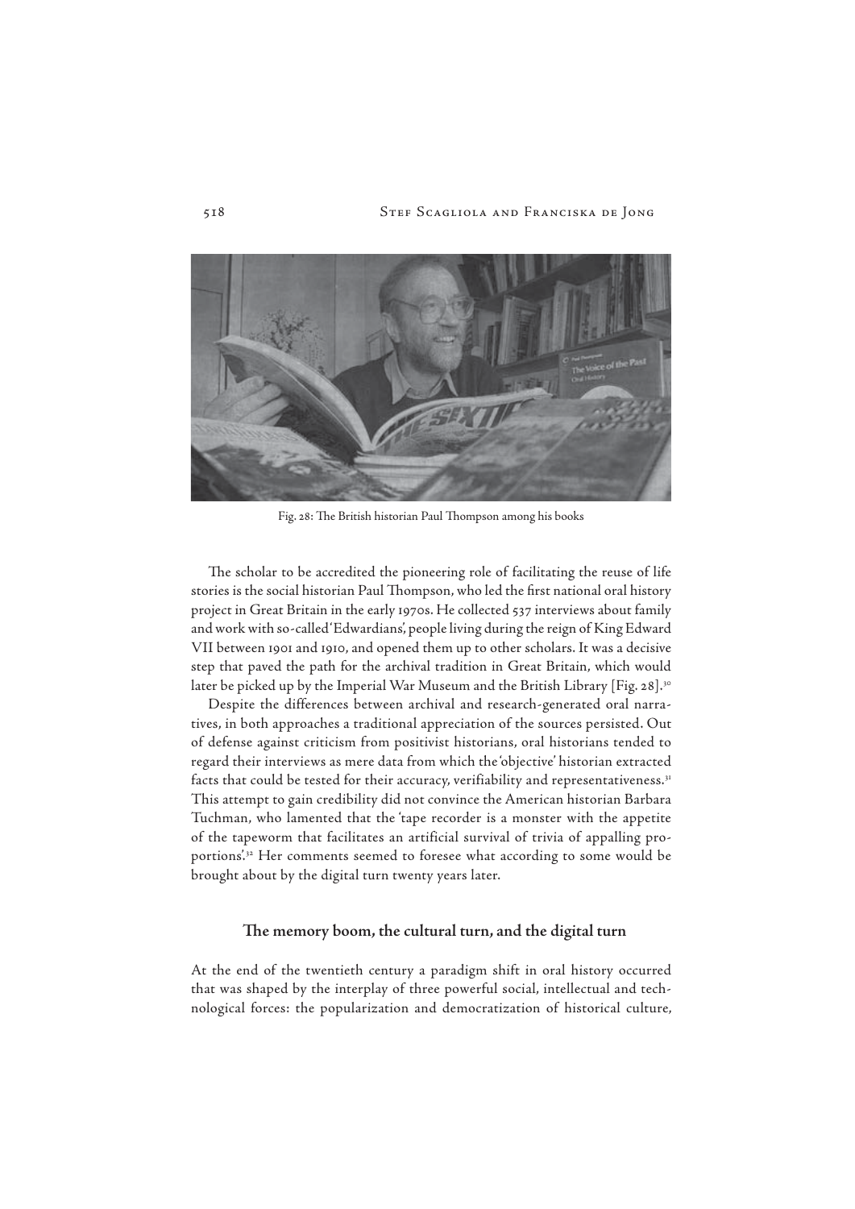Fig. 28: The British historian Paul Thompson among his books

The scholar to be accredited the pioneering role of facilitating the reuse of life stories is the social historian Paul Thompson, who led the first national oral history project in Great Britain in the early 1970s. He collected 537 interviews about family and work with so-called 'Edwardians', people living during the reign of King Edward VII between 1901 and 1910, and opened them up to other scholars. It was a decisive step that paved the path for the archival tradition in Great Britain, which would later be picked up by the Imperial War Museum and the British Library [Fig. 28].[30]

Despite the differences between archival and research-generated oral narratives, in both approaches a traditional appreciation of the sources persisted. Out of defense against criticism from positivist historians, oral historians tended to regard their interviews as mere data from which the 'objective' historian extracted facts that could be tested for their accuracy, verifiability and representativeness.[31] This attempt to gain credibility did not convince the American historian Barbara Tuchman, who lamented that the 'tape recorder is a monster with the appetite of the tapeworm that facilitates an artificial survival of trivia of appalling proportions'.[32] Her comments seemed to foresee what according to some would be brought about by the digital turn twenty years later.

## The memory boom, the cultural turn, and the digital turn

At the end of the twentieth century a paradigm shift in oral history occurred that was shaped by the interplay of three powerful social, intellectual and technological forces: the popularization and democratization of historical culture,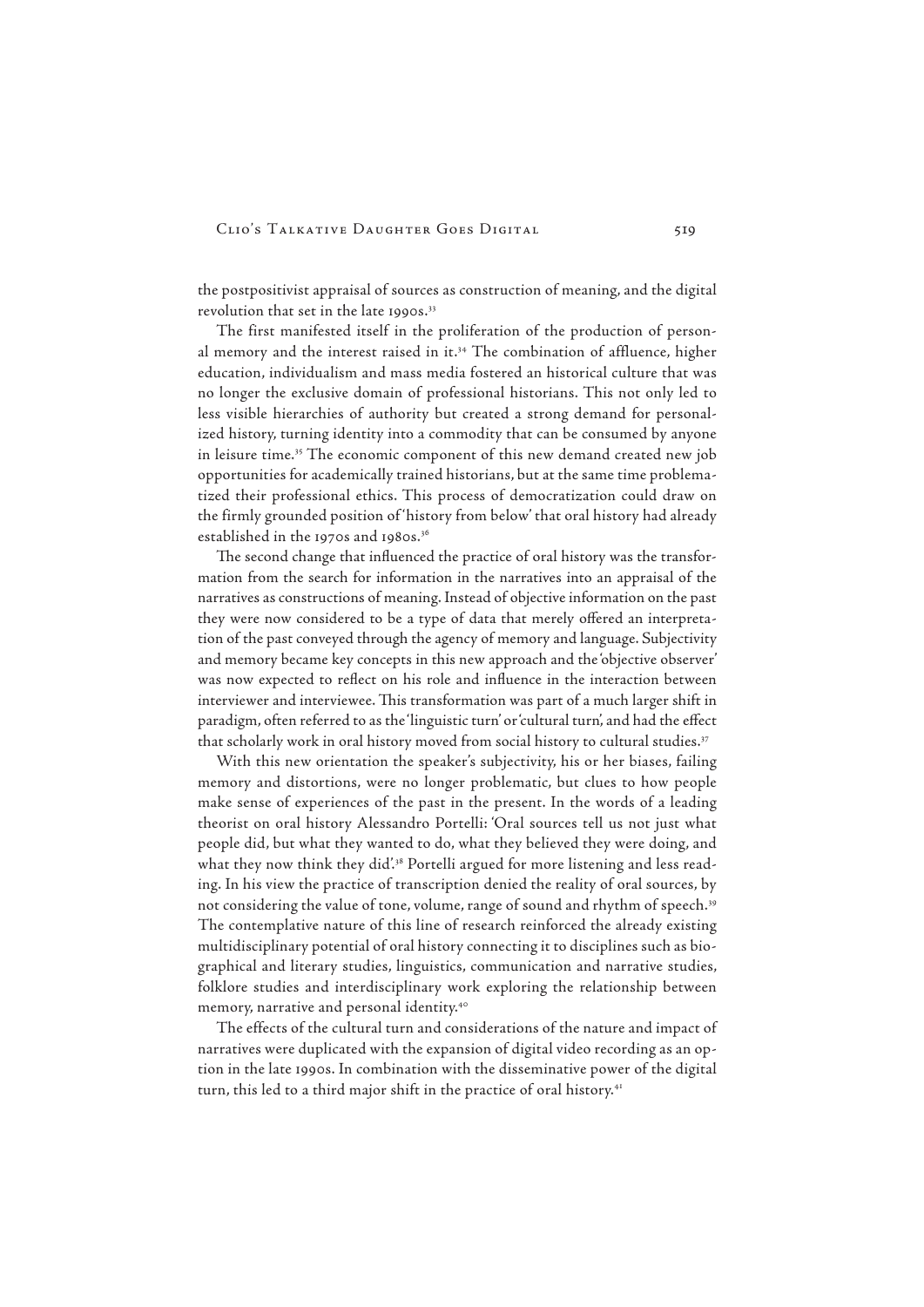the postpositivist appraisal of sources as construction of meaning, and the digital revolution that set in the late 1990s.[33]

The first manifested itself in the proliferation of the production of personal memory and the interest raised in it.[34] The combination of affluence, higher education, individualism and mass media fostered an historical culture that was no longer the exclusive domain of professional historians. This not only led to less visible hierarchies of authority but created a strong demand for personalized history, turning identity into a commodity that can be consumed by anyone in leisure time.[35] The economic component of this new demand created new job opportunities for academically trained historians, but at the same time problematized their professional ethics. This process of democratization could draw on the firmly grounded position of 'history from below' that oral history had already established in the 1970s and 1980s.[36]

The second change that influenced the practice of oral history was the transformation from the search for information in the narratives into an appraisal of the narratives as constructions of meaning. Instead of objective information on the past they were now considered to be a type of data that merely offered an interpretation of the past conveyed through the agency of memory and language. Subjectivity and memory became key concepts in this new approach and the 'objective observer' was now expected to reflect on his role and influence in the interaction between interviewer and interviewee. This transformation was part of a much larger shift in paradigm, often referred to as the 'linguistic turn' or 'cultural turn', and had the effect that scholarly work in oral history moved from social history to cultural studies.[37]

With this new orientation the speaker's subjectivity, his or her biases, failing memory and distortions, were no longer problematic, but clues to how people make sense of experiences of the past in the present. In the words of a leading theorist on oral history Alessandro Portelli: 'Oral sources tell us not just what people did, but what they wanted to do, what they believed they were doing, and what they now think they did'.[38] Portelli argued for more listening and less reading. In his view the practice of transcription denied the reality of oral sources, by not considering the value of tone, volume, range of sound and rhythm of speech.[39] The contemplative nature of this line of research reinforced the already existing multidisciplinary potential of oral history connecting it to disciplines such as biographical and literary studies, linguistics, communication and narrative studies, folklore studies and interdisciplinary work exploring the relationship between memory, narrative and personal identity.[40]

The effects of the cultural turn and considerations of the nature and impact of narratives were duplicated with the expansion of digital video recording as an option in the late 1990s. In combination with the disseminative power of the digital turn, this led to a third major shift in the practice of oral history.[41]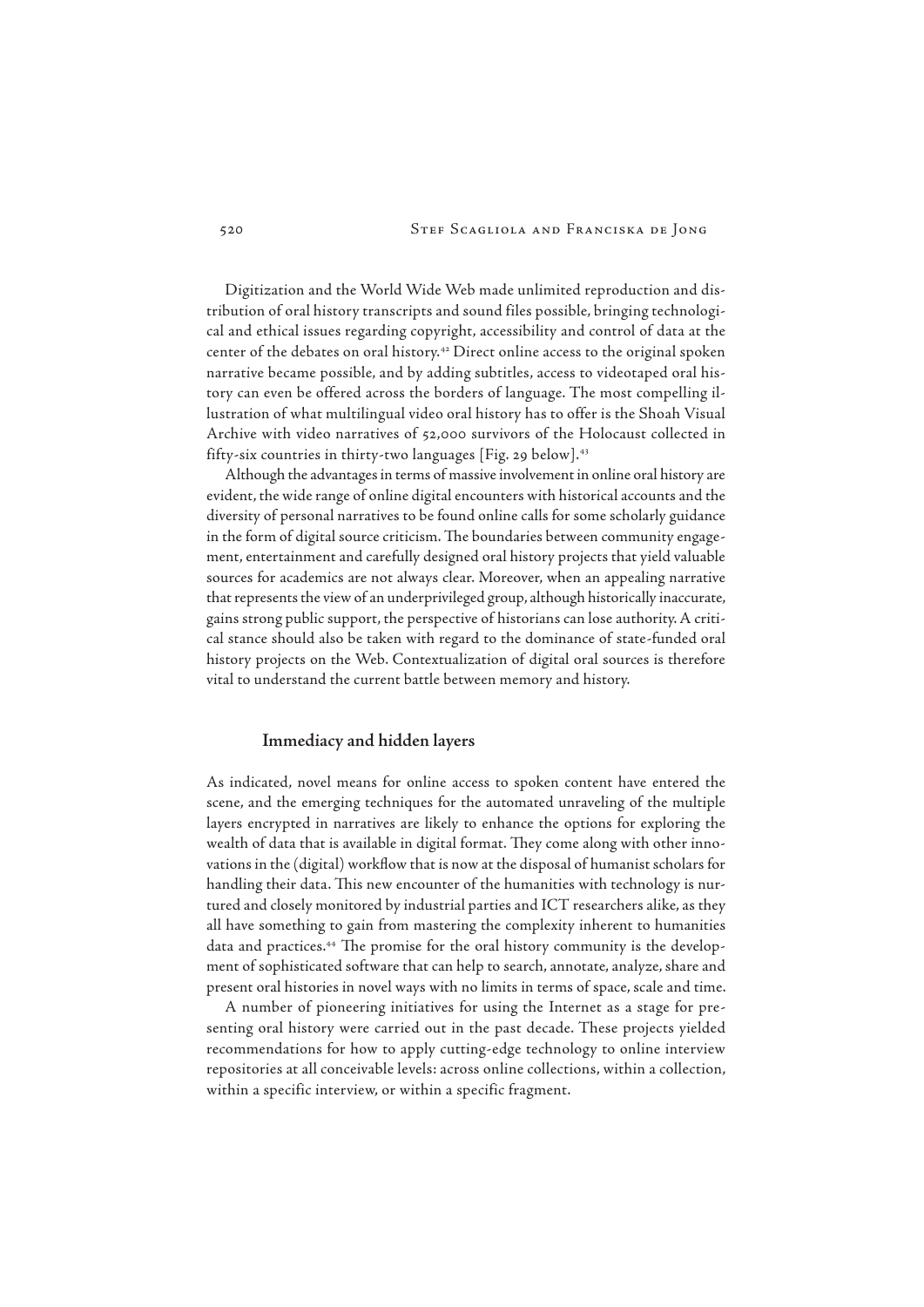Digitization and the World Wide Web made unlimited reproduction and distribution of oral history transcripts and sound files possible, bringing technological and ethical issues regarding copyright, accessibility and control of data at the center of the debates on oral history.[42] Direct online access to the original spoken narrative became possible, and by adding subtitles, access to videotaped oral history can even be offered across the borders of language. The most compelling illustration of what multilingual video oral history has to offer is the Shoah Visual Archive with video narratives of 52,000 survivors of the Holocaust collected in fifty-six countries in thirty-two languages [Fig. 29 below].[43]

Although the advantages in terms of massive involvement in online oral history are evident, the wide range of online digital encounters with historical accounts and the diversity of personal narratives to be found online calls for some scholarly guidance in the form of digital source criticism. The boundaries between community engagement, entertainment and carefully designed oral history projects that yield valuable sources for academics are not always clear. Moreover, when an appealing narrative that represents the view of an underprivileged group, although historically inaccurate, gains strong public support, the perspective of historians can lose authority. A critical stance should also be taken with regard to the dominance of state-funded oral history projects on the Web. Contextualization of digital oral sources is therefore vital to understand the current battle between memory and history.

### Immediacy and hidden layers

As indicated, novel means for online access to spoken content have entered the scene, and the emerging techniques for the automated unraveling of the multiple layers encrypted in narratives are likely to enhance the options for exploring the wealth of data that is available in digital format. They come along with other innovations in the (digital) workflow that is now at the disposal of humanist scholars for handling their data. This new encounter of the humanities with technology is nurtured and closely monitored by industrial parties and ICT researchers alike, as they all have something to gain from mastering the complexity inherent to humanities data and practices.[44] The promise for the oral history community is the development of sophisticated software that can help to search, annotate, analyze, share and present oral histories in novel ways with no limits in terms of space, scale and time.

A number of pioneering initiatives for using the Internet as a stage for presenting oral history were carried out in the past decade. These projects yielded recommendations for how to apply cutting-edge technology to online interview repositories at all conceivable levels: across online collections, within a collection, within a specific interview, or within a specific fragment.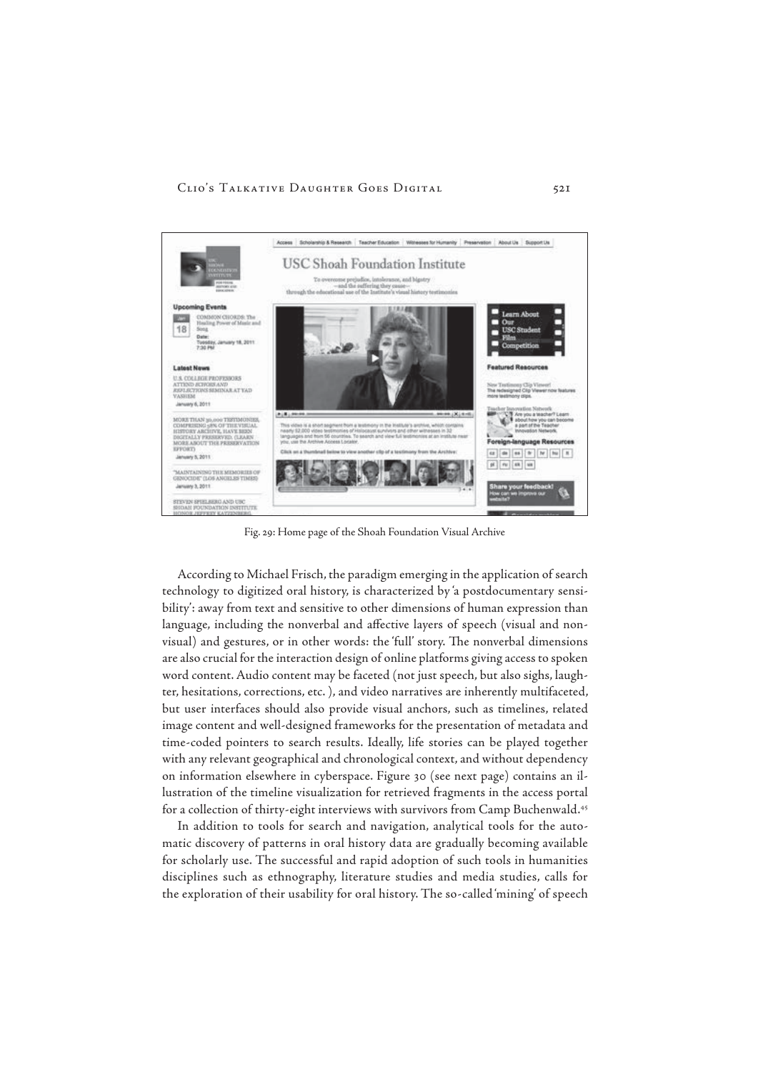Fig. 29: Home page of the Shoah Foundation Visual Archive

According to Michael Frisch, the paradigm emerging in the application of search technology to digitized oral history, is characterized by 'a postdocumentary sensibility': away from text and sensitive to other dimensions of human expression than language, including the nonverbal and affective layers of speech (visual and nonvisual) and gestures, or in other words: the 'full' story. The nonverbal dimensions are also crucial for the interaction design of online platforms giving access to spoken word content. Audio content may be faceted (not just speech, but also sighs, laughter, hesitations, corrections, etc. ), and video narratives are inherently multifaceted, but user interfaces should also provide visual anchors, such as timelines, related image content and well-designed frameworks for the presentation of metadata and time-coded pointers to search results. Ideally, life stories can be played together with any relevant geographical and chronological context, and without dependency on information elsewhere in cyberspace. Figure 30 (see next page) contains an illustration of the timeline visualization for retrieved fragments in the access portal for a collection of thirty-eight interviews with survivors from Camp Buchenwald.[45]

In addition to tools for search and navigation, analytical tools for the automatic discovery of patterns in oral history data are gradually becoming available for scholarly use. The successful and rapid adoption of such tools in humanities disciplines such as ethnography, literature studies and media studies, calls for the exploration of their usability for oral history. The so-called 'mining' of speech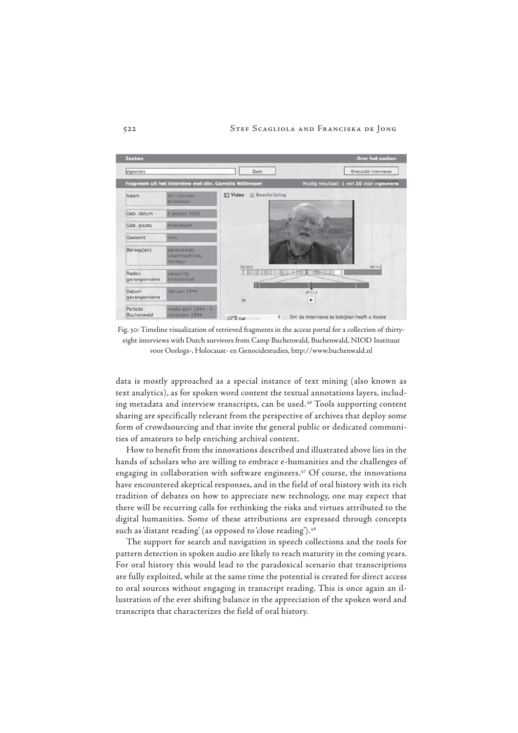Fig. 30: Timeline visualization of retrieved fragments in the access portal for a collection of thirty-eight interviews with Dutch survivors from Camp Buchenwald, Buchenwald, NIOD Instituut voor Oorlogs-, Holocaust- en Genocidestudies, http://www.buchenwald.nl

data is mostly approached as a special instance of text mining (also known as text analytics), as for spoken word content the textual annotations layers, including metadata and interview transcripts, can be used.[46] Tools supporting content sharing are specifically relevant from the perspective of archives that deploy some form of crowdsourcing and that invite the general public or dedicated communities of amateurs to help enriching archival content.

How to benefit from the innovations described and illustrated above lies in the hands of scholars who are willing to embrace e-humanities and the challenges of engaging in collaboration with software engineers.[47] Of course, the innovations have encountered skeptical responses, and in the field of oral history with its rich tradition of debates on how to appreciate new technology, one may expect that there will be recurring calls for rethinking the risks and virtues attributed to the digital humanities. Some of these attributions are expressed through concepts such as 'distant reading' (as opposed to 'close reading').[48]

The support for search and navigation in speech collections and the tools for pattern detection in spoken audio are likely to reach maturity in the coming years. For oral history this would lead to the paradoxical scenario that transcriptions are fully exploited, while at the same time the potential is created for direct access to oral sources without engaging in transcript reading. This is once again an illustration of the ever shifting balance in the appreciation of the spoken word and transcripts that characterizes the field of oral history.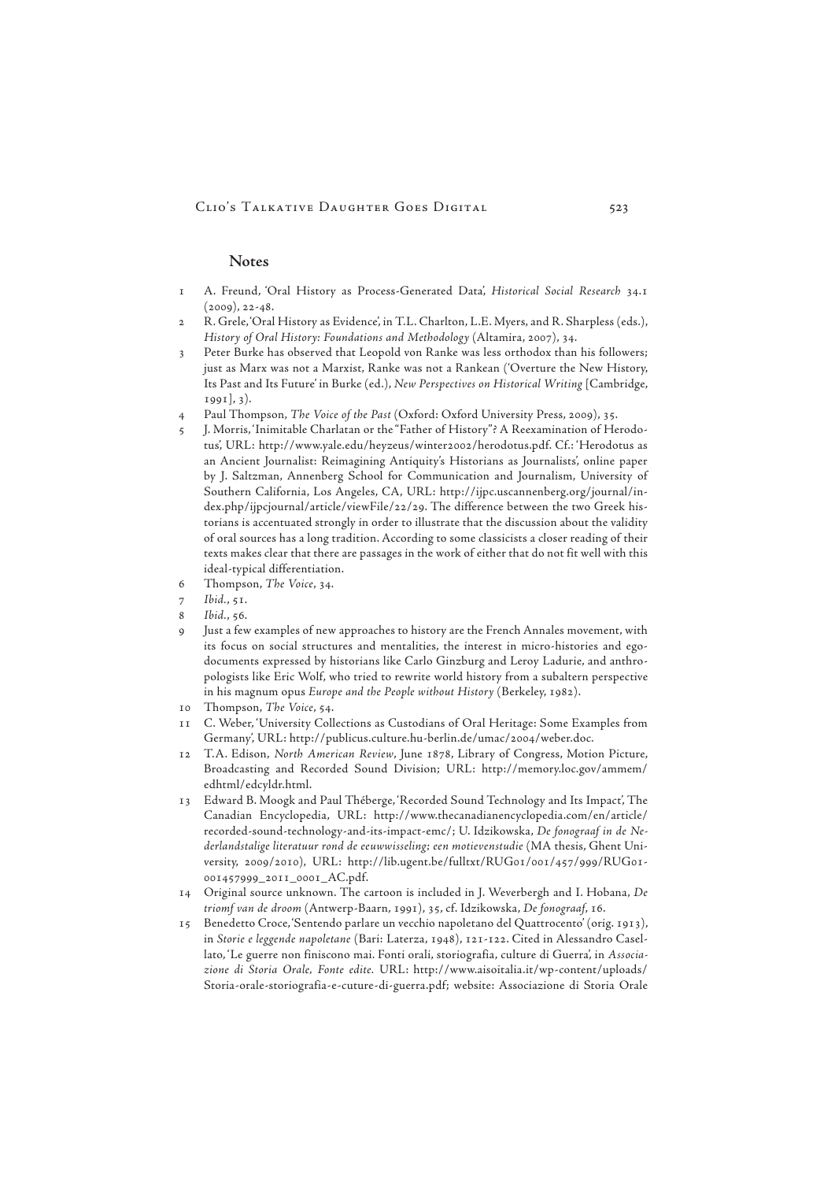## Notes

1. A. Freund, 'Oral History as Process-Generated Data', *Historical Social Research* 34.1 (2009), 22-48.
2. R. Grele, 'Oral History as Evidence', in T.L. Charlton, L.E. Myers, and R. Sharpless (eds.), *History of Oral History: Foundations and Methodology* (Altamira, 2007), 34.
3. Peter Burke has observed that Leopold von Ranke was less orthodox than his followers; just as Marx was not a Marxist, Ranke was not a Rankean ('Overture the New History, Its Past and Its Future' in Burke (ed.), *New Perspectives on Historical Writing* [Cambridge, 1991], 3).
4. Paul Thompson, *The Voice of the Past* (Oxford: Oxford University Press, 2009), 35.
5. J. Morris, 'Inimitable Charlatan or the "Father of History"? A Reexamination of Herodotus', URL: http://www.yale.edu/heyzeus/winter2002/herodotus.pdf. Cf.: 'Herodotus as an Ancient Journalist: Reimagining Antiquity's Historians as Journalists', online paper by J. Saltzman, Annenberg School for Communication and Journalism, University of Southern California, Los Angeles, CA, URL: http://ijpc.uscannenberg.org/journal/index.php/ijpcjournal/article/viewFile/22/29. The difference between the two Greek historians is accentuated strongly in order to illustrate that the discussion about the validity of oral sources has a long tradition. According to some classicists a closer reading of their texts makes clear that there are passages in the work of either that do not fit well with this ideal-typical differentiation.
6. Thompson, *The Voice*, 34.
7. *Ibid.*, 51.
8. *Ibid.*, 56.
9. Just a few examples of new approaches to history are the French Annales movement, with its focus on social structures and mentalities, the interest in micro-histories and ego-documents expressed by historians like Carlo Ginzburg and Leroy Ladurie, and anthropologists like Eric Wolf, who tried to rewrite world history from a subaltern perspective in his magnum opus *Europe and the People without History* (Berkeley, 1982).
10. Thompson, *The Voice*, 54.
11. C. Weber, 'University Collections as Custodians of Oral Heritage: Some Examples from Germany', URL: http://publicus.culture.hu-berlin.de/umac/2004/weber.doc.
12. T.A. Edison, *North American Review*, June 1878, Library of Congress, Motion Picture, Broadcasting and Recorded Sound Division; URL: http://memory.loc.gov/ammem/edhtml/edcyldr.html.
13. Edward B. Moogk and Paul Théberge, 'Recorded Sound Technology and Its Impact', The Canadian Encyclopedia, URL: http://www.thecanadianencyclopedia.com/en/article/recorded-sound-technology-and-its-impact-emc/; U. Idzikowska, *De fonograaf in de Nederlandstalige literatuur rond de eeuwwisseling; een motievenstudie* (MA thesis, Ghent University, 2009/2010), URL: http://lib.ugent.be/fulltxt/RUG01/001/457/999/RUG01-001457999_2011_0001_AC.pdf.
14. Original source unknown. The cartoon is included in J. Weverbergh and I. Hobana, *De triomf van de droom* (Antwerp-Baarn, 1991), 35, cf. Idzikowska, *De fonograaf*, 16.
15. Benedetto Croce, 'Sentendo parlare un vecchio napoletano del Quattrocento' (orig. 1913), in *Storie e leggende napoletane* (Bari: Laterza, 1948), 121-122. Cited in Alessandro Casellato, 'Le guerre non finiscono mai. Fonti orali, storiografia, culture di Guerra', in *Associazione di Storia Orale, Fonte edite.* URL: http://www.aisoitalia.it/wp-content/uploads/Storia-orale-storiografia-e-cuture-di-guerra.pdf; website: Associazione di Storia Orale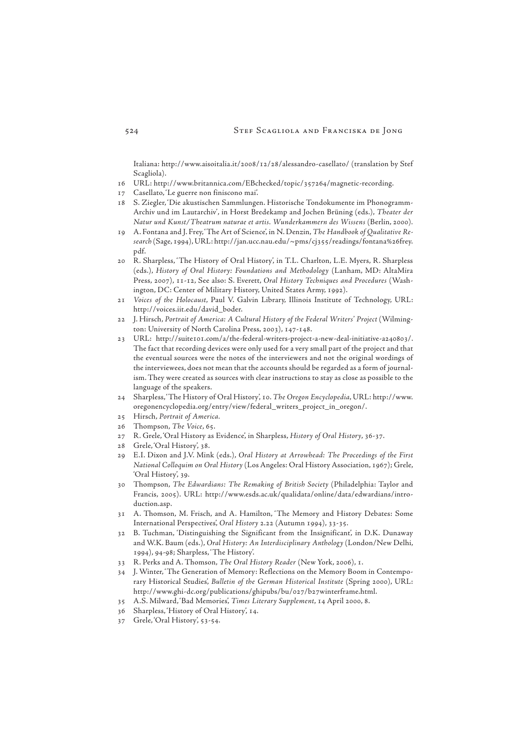Italiana: http://www.aisoitalia.it/2008/12/28/alessandro-casellato/ (translation by Stef Scagliola).

16 URL: http://www.britannica.com/EBchecked/topic/357264/magnetic-recording.

17 Casellato, 'Le guerre non finiscono mai'.

18 S. Ziegler, 'Die akustischen Sammlungen. Historische Tondokumente im Phonogramm-Archiv und im Lautarchiv', in Horst Bredekamp and Jochen Brüning (eds.), *Theater der Natur und Kunst/Theatrum naturae et artis. Wunderkammern des Wissens* (Berlin, 2000).

19 A. Fontana and J. Frey, 'The Art of Science', in N. Denzin, *The Handbook of Qualitative Research* (Sage, 1994), URL: http://jan.ucc.nau.edu/~pms/cj355/readings/fontana%26frey.pdf.

20 R. Sharpless, 'The History of Oral History', in T.L. Charlton, L.E. Myers, R. Sharpless (eds.), *History of Oral History: Foundations and Methodology* (Lanham, MD: AltaMira Press, 2007), 11-12, See also: S. Everett, *Oral History Techniques and Procedures* (Washington, DC: Center of Military History, United States Army, 1992).

21 *Voices of the Holocaust*, Paul V. Galvin Library, Illinois Institute of Technology, URL: http://voices.iit.edu/david_boder.

22 J. Hirsch, *Portrait of America: A Cultural History of the Federal Writers' Project* (Wilmington: University of North Carolina Press, 2003), 147-148.

23 URL: http://suite101.com/a/the-federal-writers-project-a-new-deal-initiative-a240803/. The fact that recording devices were only used for a very small part of the project and that the eventual sources were the notes of the interviewers and not the original wordings of the interviewees, does not mean that the accounts should be regarded as a form of journalism. They were created as sources with clear instructions to stay as close as possible to the language of the speakers.

24 Sharpless, 'The History of Oral History', 10. *The Oregon Encyclopedia*, URL: http://www.oregonencyclopedia.org/entry/view/federal_writers_project_in_oregon/.

25 Hirsch, *Portrait of America*.

26 Thompson, *The Voice*, 65.

27 R. Grele, 'Oral History as Evidence', in Sharpless, *History of Oral History*, 36-37.

28 Grele, 'Oral History', 38.

29 E.I. Dixon and J.V. Mink (eds.), *Oral History at Arrowhead: The Proceedings of the First National Colloquim on Oral History* (Los Angeles: Oral History Association, 1967); Grele, 'Oral History', 39.

30 Thompson, *The Edwardians: The Remaking of British Society* (Philadelphia: Taylor and Francis, 2005). URL: http://www.esds.ac.uk/qualidata/online/data/edwardians/introduction.asp.

31 A. Thomson, M. Frisch, and A. Hamilton, 'The Memory and History Debates: Some International Perspectives', *Oral History* 2.22 (Autumn 1994), 33-35.

32 B. Tuchman, 'Distinguishing the Significant from the Insignificant', in D.K. Dunaway and W.K. Baum (eds.), *Oral History: An Interdisciplinary Anthology* (London/New Delhi, 1994), 94-98; Sharpless, 'The History'.

33 R. Perks and A. Thomson, *The Oral History Reader* (New York, 2006), 1.

34 J. Winter, 'The Generation of Memory: Reflections on the Memory Boom in Contemporary Historical Studies', *Bulletin of the German Historical Institute* (Spring 2000), URL: http://www.ghi-dc.org/publications/ghipubs/bu/027/b27winterframe.html.

35 A.S. Milward, 'Bad Memories', *Times Literary Supplement*, 14 April 2000, 8.

36 Sharpless, 'History of Oral History', 14.

37 Grele, 'Oral History', 53-54.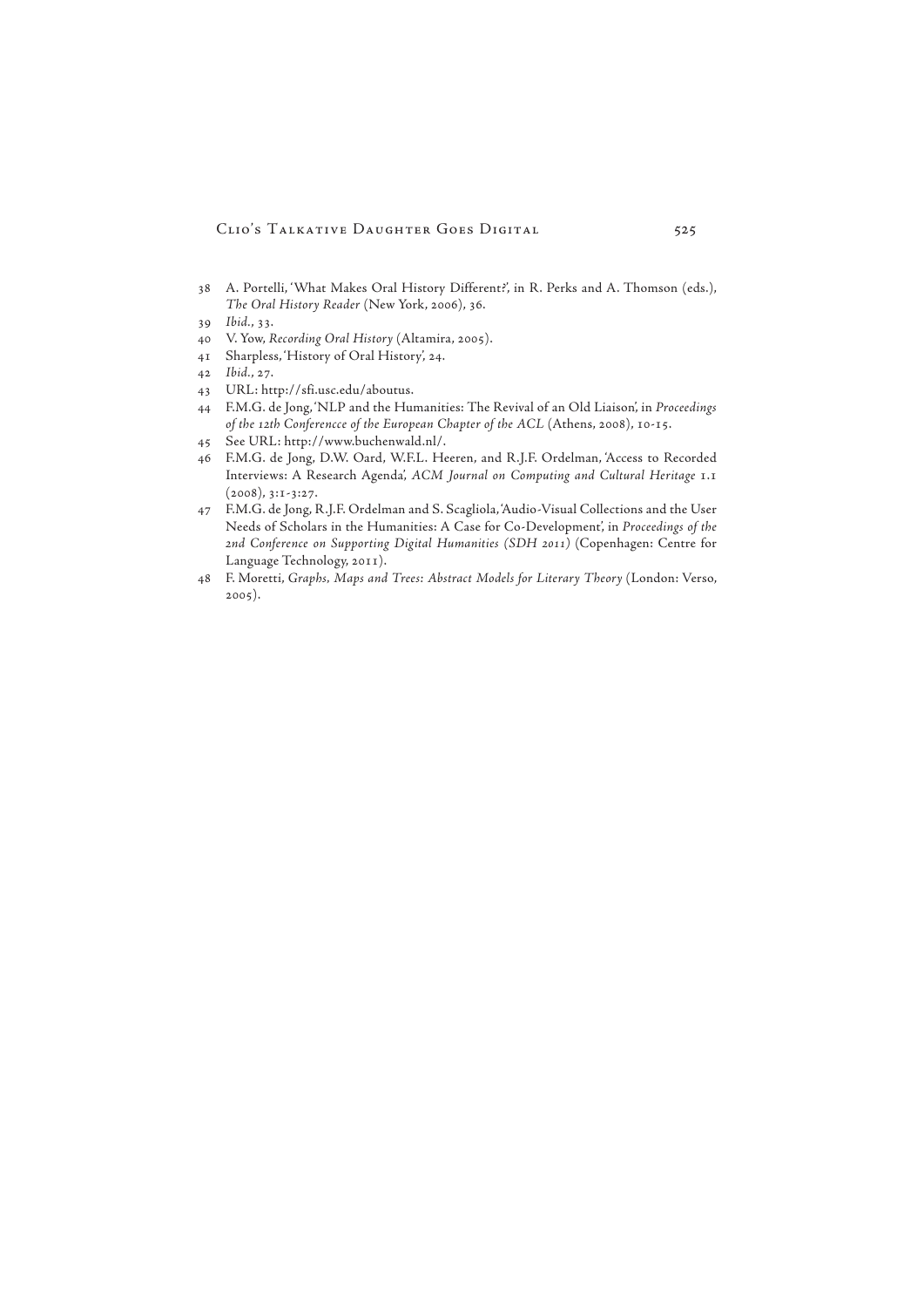38 A. Portelli, 'What Makes Oral History Different?', in R. Perks and A. Thomson (eds.), *The Oral History Reader* (New York, 2006), 36.

39 *Ibid.*, 33.

40 V. Yow, *Recording Oral History* (Altamira, 2005).

41 Sharpless, 'History of Oral History', 24.

42 *Ibid.*, 27.

43 URL: http://sfi.usc.edu/aboutus.

44 F.M.G. de Jong, 'NLP and the Humanities: The Revival of an Old Liaison', in *Proceedings of the 12th Conferencce of the European Chapter of the ACL* (Athens, 2008), 10-15.

45 See URL: http://www.buchenwald.nl/.

46 F.M.G. de Jong, D.W. Oard, W.F.L. Heeren, and R.J.F. Ordelman, 'Access to Recorded Interviews: A Research Agenda', *ACM Journal on Computing and Cultural Heritage* 1.1 (2008), 3:1-3:27.

47 F.M.G. de Jong, R.J.F. Ordelman and S. Scagliola, 'Audio-Visual Collections and the User Needs of Scholars in the Humanities: A Case for Co-Development', in *Proceedings of the 2nd Conference on Supporting Digital Humanities (SDH 2011)* (Copenhagen: Centre for Language Technology, 2011).

48 F. Moretti, *Graphs, Maps and Trees: Abstract Models for Literary Theory* (London: Verso, 2005).